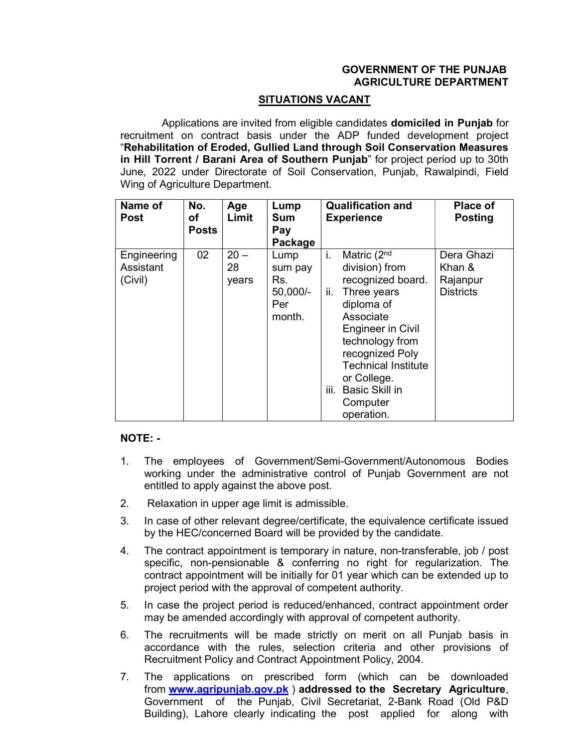**GOVERNMENT OF THE PUNJAB**
**AGRICULTURE DEPARTMENT**

## SITUATIONS VACANT

Applications are invited from eligible candidates **domiciled in Punjab** for recruitment on contract basis under the ADP funded development project "**Rehabilitation of Eroded, Gullied Land through Soil Conservation Measures in Hill Torrent / Barani Area of Southern Punjab**" for project period up to 30th June, 2022 under Directorate of Soil Conservation, Punjab, Rawalpindi, Field Wing of Agriculture Department.

| Name of Post | No. of Posts | Age Limit | Lump Sum Pay Package | Qualification and Experience | Place of Posting |
|---|---|---|---|---|---|
| Engineering Assistant (Civil) | 02 | 20 – 28 years | Lump sum pay Rs. 50,000/- Per month. | i. Matric (2nd division) from recognized board.<br>ii. Three years diploma of Associate Engineer in Civil technology from recognized Poly Technical Institute or College.<br>iii. Basic Skill in Computer operation. | Dera Ghazi Khan & Rajanpur Districts |

**NOTE: -**

1. The employees of Government/Semi-Government/Autonomous Bodies working under the administrative control of Punjab Government are not entitled to apply against the above post.
2. Relaxation in upper age limit is admissible.
3. In case of other relevant degree/certificate, the equivalence certificate issued by the HEC/concerned Board will be provided by the candidate.
4. The contract appointment is temporary in nature, non-transferable, job / post specific, non-pensionable & conferring no right for regularization. The contract appointment will be initially for 01 year which can be extended up to project period with the approval of competent authority.
5. In case the project period is reduced/enhanced, contract appointment order may be amended accordingly with approval of competent authority.
6. The recruitments will be made strictly on merit on all Punjab basis in accordance with the rules, selection criteria and other provisions of Recruitment Policy and Contract Appointment Policy, 2004.
7. The applications on prescribed form (which can be downloaded from **www.agripunjab.gov.pk** ) **addressed to the Secretary Agriculture**, Government of the Punjab, Civil Secretariat, 2-Bank Road (Old P&D Building), Lahore clearly indicating the post applied for along with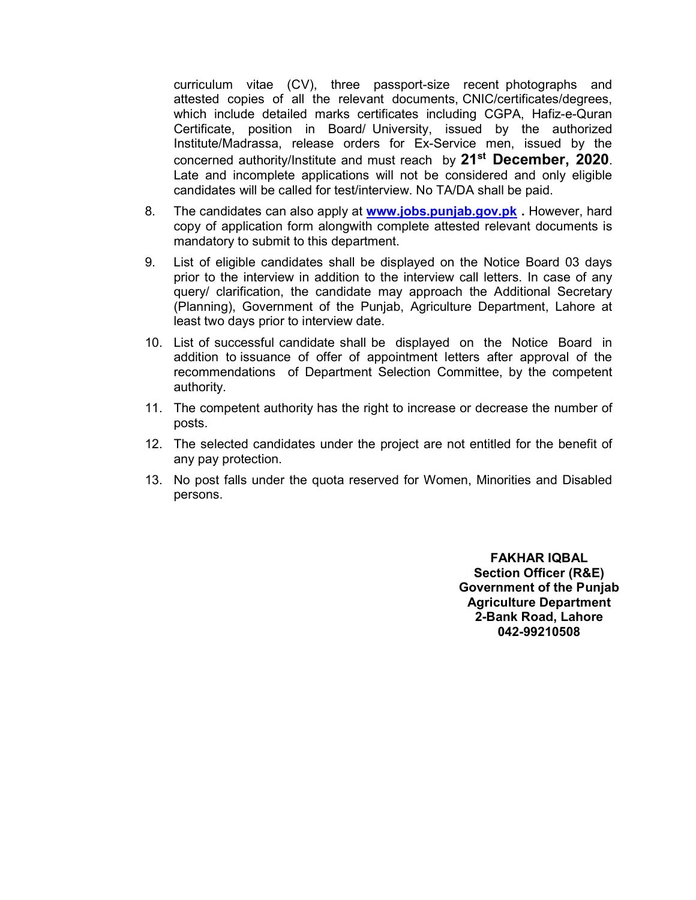curriculum vitae (CV), three passport-size recent photographs and attested copies of all the relevant documents, CNIC/certificates/degrees, which include detailed marks certificates including CGPA, Hafiz-e-Quran Certificate, position in Board/ University, issued by the authorized Institute/Madrassa, release orders for Ex-Service men, issued by the concerned authority/Institute and must reach by **21st December, 2020**. Late and incomplete applications will not be considered and only eligible candidates will be called for test/interview. No TA/DA shall be paid.

8. The candidates can also apply at **www.jobs.punjab.gov.pk** . However, hard copy of application form alongwith complete attested relevant documents is mandatory to submit to this department.
9. List of eligible candidates shall be displayed on the Notice Board 03 days prior to the interview in addition to the interview call letters. In case of any query/ clarification, the candidate may approach the Additional Secretary (Planning), Government of the Punjab, Agriculture Department, Lahore at least two days prior to interview date.
10. List of successful candidate shall be displayed on the Notice Board in addition to issuance of offer of appointment letters after approval of the recommendations of Department Selection Committee, by the competent authority.
11. The competent authority has the right to increase or decrease the number of posts.
12. The selected candidates under the project are not entitled for the benefit of any pay protection.
13. No post falls under the quota reserved for Women, Minorities and Disabled persons.

**FAKHAR IQBAL**
**Section Officer (R&E)**
**Government of the Punjab**
**Agriculture Department**
**2-Bank Road, Lahore**
**042-99210508**